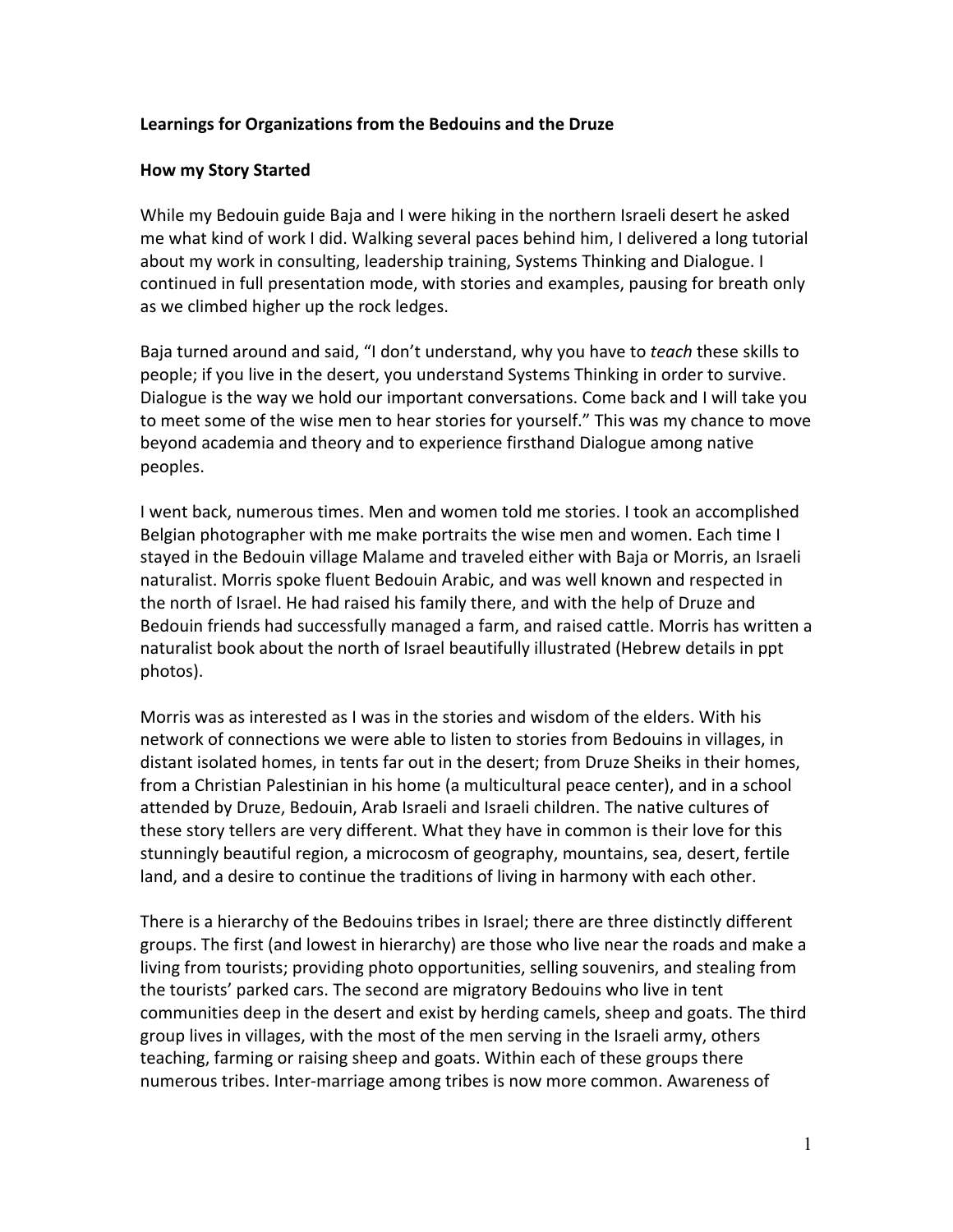**Learnings for Organizations from the Bedouins and the Druze**

**How my Story Started**

While my Bedouin guide Baja and I were hiking in the northern Israeli desert he asked me what kind of work I did. Walking several paces behind him, I delivered a long tutorial about my work in consulting, leadership training, Systems Thinking and Dialogue. I continued in full presentation mode, with stories and examples, pausing for breath only as we climbed higher up the rock ledges.

Baja turned around and said, "I don't understand, why you have to *teach* these skills to people; if you live in the desert, you understand Systems Thinking in order to survive. Dialogue is the way we hold our important conversations. Come back and I will take you to meet some of the wise men to hear stories for yourself." This was my chance to move beyond academia and theory and to experience firsthand Dialogue among native peoples.

I went back, numerous times. Men and women told me stories. I took an accomplished Belgian photographer with me make portraits the wise men and women. Each time I stayed in the Bedouin village Malame and traveled either with Baja or Morris, an Israeli naturalist. Morris spoke fluent Bedouin Arabic, and was well known and respected in the north of Israel. He had raised his family there, and with the help of Druze and Bedouin friends had successfully managed a farm, and raised cattle. Morris has written a naturalist book about the north of Israel beautifully illustrated (Hebrew details in ppt photos).

Morris was as interested as I was in the stories and wisdom of the elders. With his network of connections we were able to listen to stories from Bedouins in villages, in distant isolated homes, in tents far out in the desert; from Druze Sheiks in their homes, from a Christian Palestinian in his home (a multicultural peace center), and in a school attended by Druze, Bedouin, Arab Israeli and Israeli children. The native cultures of these story tellers are very different. What they have in common is their love for this stunningly beautiful region, a microcosm of geography, mountains, sea, desert, fertile land, and a desire to continue the traditions of living in harmony with each other.

There is a hierarchy of the Bedouins tribes in Israel; there are three distinctly different groups. The first (and lowest in hierarchy) are those who live near the roads and make a living from tourists; providing photo opportunities, selling souvenirs, and stealing from the tourists' parked cars. The second are migratory Bedouins who live in tent communities deep in the desert and exist by herding camels, sheep and goats. The third group lives in villages, with the most of the men serving in the Israeli army, others teaching, farming or raising sheep and goats. Within each of these groups there numerous tribes. Inter-marriage among tribes is now more common. Awareness of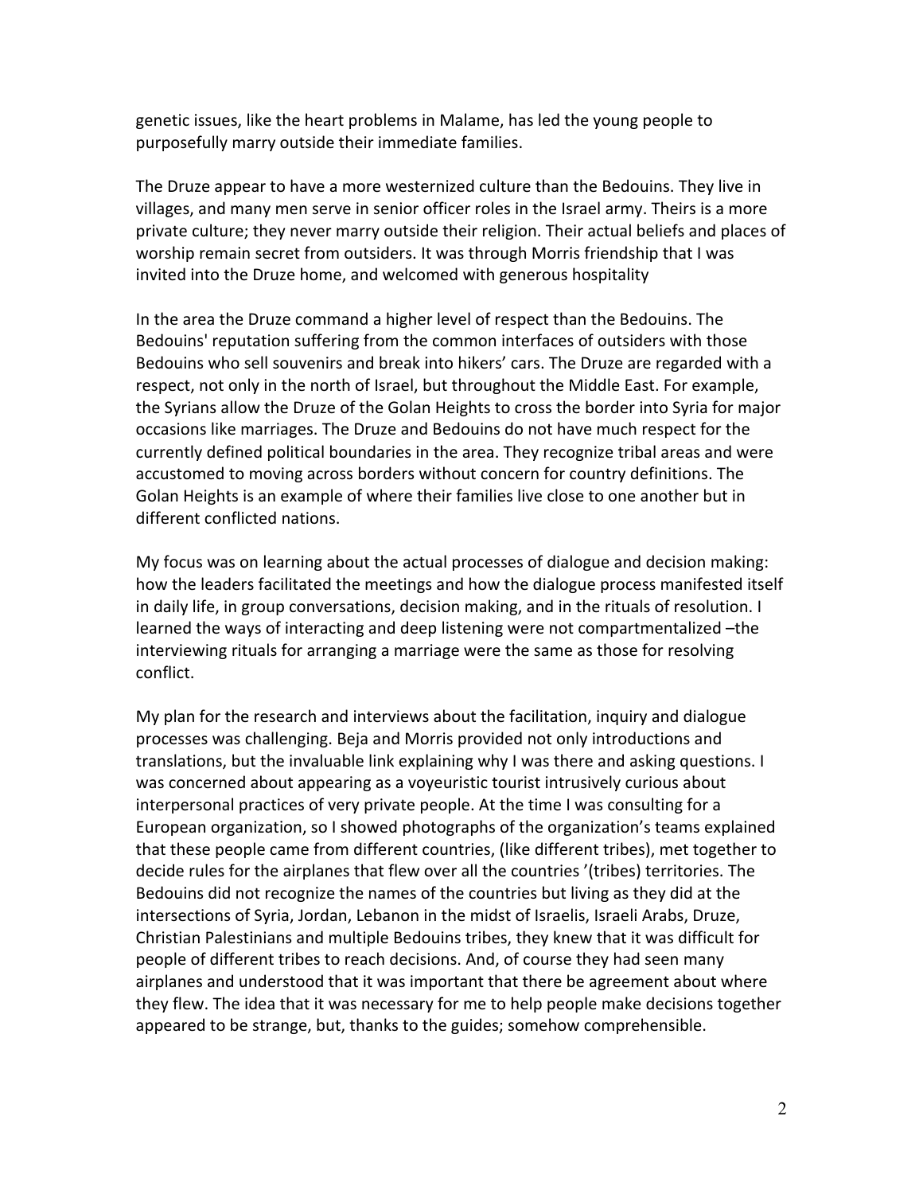genetic issues, like the heart problems in Malame, has led the young people to purposefully marry outside their immediate families.

The Druze appear to have a more westernized culture than the Bedouins. They live in villages, and many men serve in senior officer roles in the Israel army. Theirs is a more private culture; they never marry outside their religion. Their actual beliefs and places of worship remain secret from outsiders. It was through Morris friendship that I was invited into the Druze home, and welcomed with generous hospitality

In the area the Druze command a higher level of respect than the Bedouins. The Bedouins' reputation suffering from the common interfaces of outsiders with those Bedouins who sell souvenirs and break into hikers' cars. The Druze are regarded with a respect, not only in the north of Israel, but throughout the Middle East. For example, the Syrians allow the Druze of the Golan Heights to cross the border into Syria for major occasions like marriages. The Druze and Bedouins do not have much respect for the currently defined political boundaries in the area. They recognize tribal areas and were accustomed to moving across borders without concern for country definitions. The Golan Heights is an example of where their families live close to one another but in different conflicted nations.

My focus was on learning about the actual processes of dialogue and decision making: how the leaders facilitated the meetings and how the dialogue process manifested itself in daily life, in group conversations, decision making, and in the rituals of resolution. I learned the ways of interacting and deep listening were not compartmentalized –the interviewing rituals for arranging a marriage were the same as those for resolving conflict.

My plan for the research and interviews about the facilitation, inquiry and dialogue processes was challenging. Beja and Morris provided not only introductions and translations, but the invaluable link explaining why I was there and asking questions. I was concerned about appearing as a voyeuristic tourist intrusively curious about interpersonal practices of very private people. At the time I was consulting for a European organization, so I showed photographs of the organization's teams explained that these people came from different countries, (like different tribes), met together to decide rules for the airplanes that flew over all the countries '(tribes) territories. The Bedouins did not recognize the names of the countries but living as they did at the intersections of Syria, Jordan, Lebanon in the midst of Israelis, Israeli Arabs, Druze, Christian Palestinians and multiple Bedouins tribes, they knew that it was difficult for people of different tribes to reach decisions. And, of course they had seen many airplanes and understood that it was important that there be agreement about where they flew. The idea that it was necessary for me to help people make decisions together appeared to be strange, but, thanks to the guides; somehow comprehensible.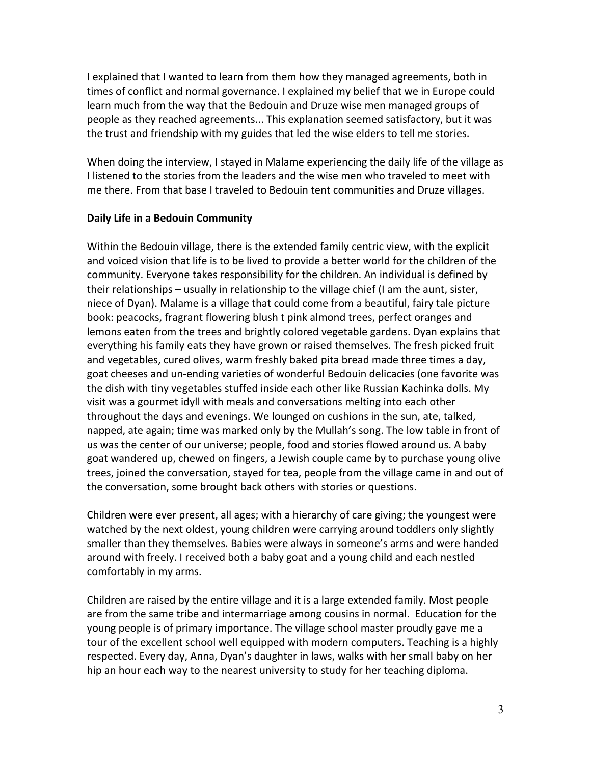I explained that I wanted to learn from them how they managed agreements, both in times of conflict and normal governance. I explained my belief that we in Europe could learn much from the way that the Bedouin and Druze wise men managed groups of people as they reached agreements... This explanation seemed satisfactory, but it was the trust and friendship with my guides that led the wise elders to tell me stories.

When doing the interview, I stayed in Malame experiencing the daily life of the village as I listened to the stories from the leaders and the wise men who traveled to meet with me there. From that base I traveled to Bedouin tent communities and Druze villages.

**Daily Life in a Bedouin Community**

Within the Bedouin village, there is the extended family centric view, with the explicit and voiced vision that life is to be lived to provide a better world for the children of the community. Everyone takes responsibility for the children. An individual is defined by their relationships – usually in relationship to the village chief (I am the aunt, sister, niece of Dyan). Malame is a village that could come from a beautiful, fairy tale picture book: peacocks, fragrant flowering blush t pink almond trees, perfect oranges and lemons eaten from the trees and brightly colored vegetable gardens. Dyan explains that everything his family eats they have grown or raised themselves. The fresh picked fruit and vegetables, cured olives, warm freshly baked pita bread made three times a day, goat cheeses and un-ending varieties of wonderful Bedouin delicacies (one favorite was the dish with tiny vegetables stuffed inside each other like Russian Kachinka dolls. My visit was a gourmet idyll with meals and conversations melting into each other throughout the days and evenings. We lounged on cushions in the sun, ate, talked, napped, ate again; time was marked only by the Mullah's song. The low table in front of us was the center of our universe; people, food and stories flowed around us. A baby goat wandered up, chewed on fingers, a Jewish couple came by to purchase young olive trees, joined the conversation, stayed for tea, people from the village came in and out of the conversation, some brought back others with stories or questions.

Children were ever present, all ages; with a hierarchy of care giving; the youngest were watched by the next oldest, young children were carrying around toddlers only slightly smaller than they themselves. Babies were always in someone's arms and were handed around with freely. I received both a baby goat and a young child and each nestled comfortably in my arms.

Children are raised by the entire village and it is a large extended family. Most people are from the same tribe and intermarriage among cousins in normal. Education for the young people is of primary importance. The village school master proudly gave me a tour of the excellent school well equipped with modern computers. Teaching is a highly respected. Every day, Anna, Dyan's daughter in laws, walks with her small baby on her hip an hour each way to the nearest university to study for her teaching diploma.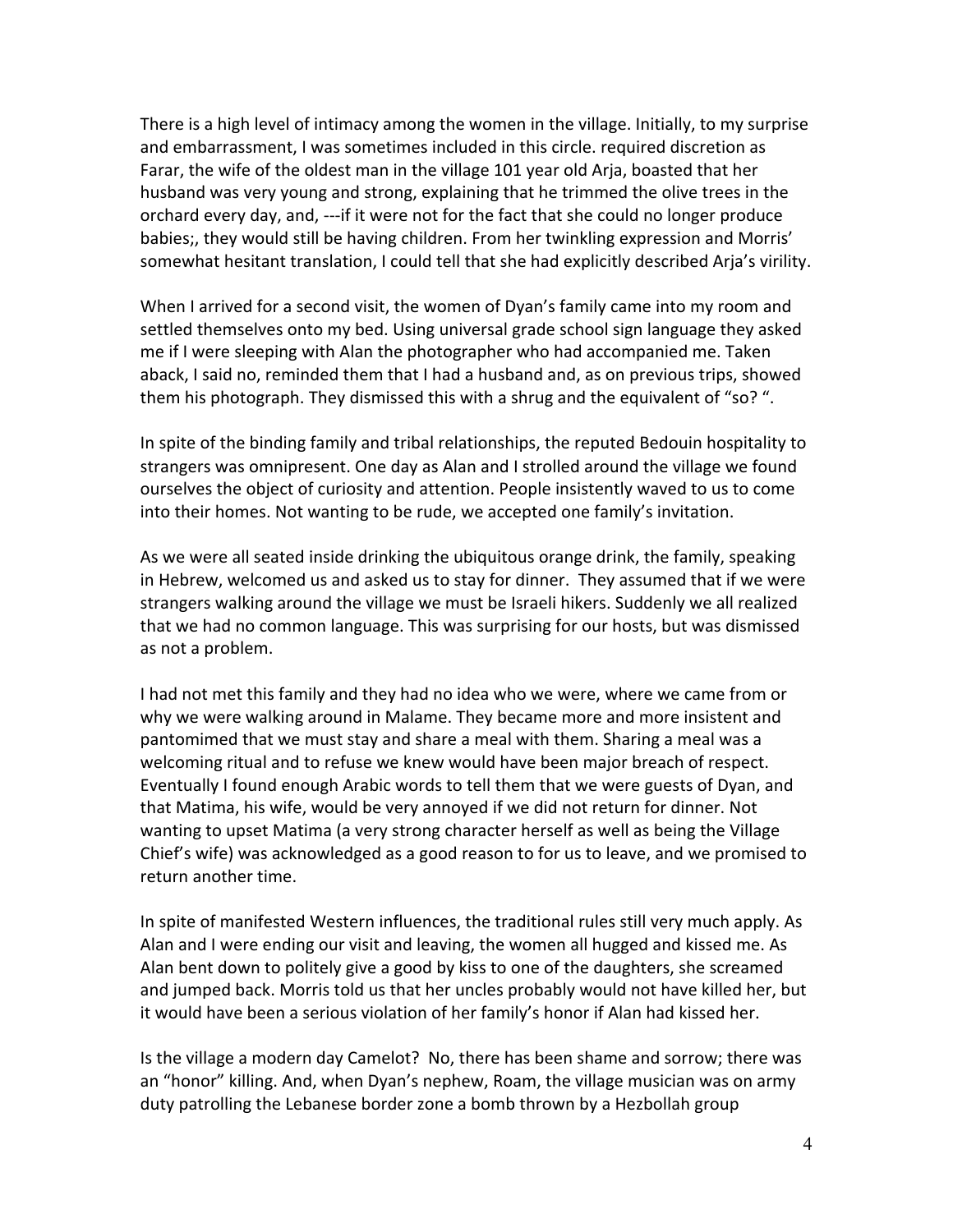There is a high level of intimacy among the women in the village. Initially, to my surprise and embarrassment, I was sometimes included in this circle. required discretion as Farar, the wife of the oldest man in the village 101 year old Arja, boasted that her husband was very young and strong, explaining that he trimmed the olive trees in the orchard every day, and, ---if it were not for the fact that she could no longer produce babies;, they would still be having children. From her twinkling expression and Morris' somewhat hesitant translation, I could tell that she had explicitly described Arja's virility.

When I arrived for a second visit, the women of Dyan's family came into my room and settled themselves onto my bed. Using universal grade school sign language they asked me if I were sleeping with Alan the photographer who had accompanied me. Taken aback, I said no, reminded them that I had a husband and, as on previous trips, showed them his photograph. They dismissed this with a shrug and the equivalent of "so? ".

In spite of the binding family and tribal relationships, the reputed Bedouin hospitality to strangers was omnipresent. One day as Alan and I strolled around the village we found ourselves the object of curiosity and attention. People insistently waved to us to come into their homes. Not wanting to be rude, we accepted one family's invitation.

As we were all seated inside drinking the ubiquitous orange drink, the family, speaking in Hebrew, welcomed us and asked us to stay for dinner. They assumed that if we were strangers walking around the village we must be Israeli hikers. Suddenly we all realized that we had no common language. This was surprising for our hosts, but was dismissed as not a problem.

I had not met this family and they had no idea who we were, where we came from or why we were walking around in Malame. They became more and more insistent and pantomimed that we must stay and share a meal with them. Sharing a meal was a welcoming ritual and to refuse we knew would have been major breach of respect. Eventually I found enough Arabic words to tell them that we were guests of Dyan, and that Matima, his wife, would be very annoyed if we did not return for dinner. Not wanting to upset Matima (a very strong character herself as well as being the Village Chief's wife) was acknowledged as a good reason to for us to leave, and we promised to return another time.

In spite of manifested Western influences, the traditional rules still very much apply. As Alan and I were ending our visit and leaving, the women all hugged and kissed me. As Alan bent down to politely give a good by kiss to one of the daughters, she screamed and jumped back. Morris told us that her uncles probably would not have killed her, but it would have been a serious violation of her family's honor if Alan had kissed her.

Is the village a modern day Camelot? No, there has been shame and sorrow; there was an "honor" killing. And, when Dyan's nephew, Roam, the village musician was on army duty patrolling the Lebanese border zone a bomb thrown by a Hezbollah group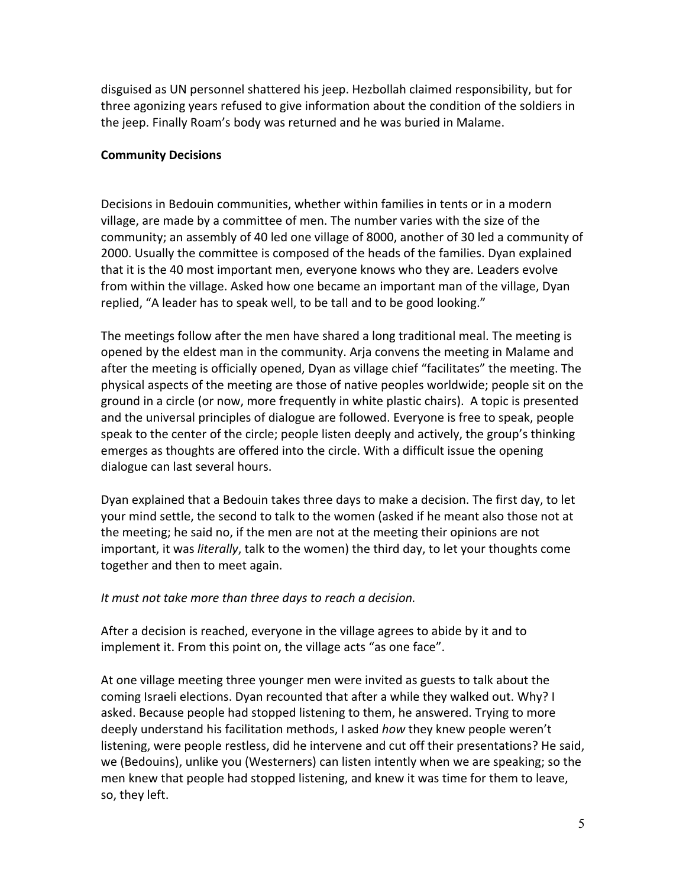disguised as UN personnel shattered his jeep. Hezbollah claimed responsibility, but for three agonizing years refused to give information about the condition of the soldiers in the jeep. Finally Roam's body was returned and he was buried in Malame.

**Community Decisions**

Decisions in Bedouin communities, whether within families in tents or in a modern village, are made by a committee of men. The number varies with the size of the community; an assembly of 40 led one village of 8000, another of 30 led a community of 2000. Usually the committee is composed of the heads of the families. Dyan explained that it is the 40 most important men, everyone knows who they are. Leaders evolve from within the village. Asked how one became an important man of the village, Dyan replied, "A leader has to speak well, to be tall and to be good looking."

The meetings follow after the men have shared a long traditional meal. The meeting is opened by the eldest man in the community. Arja convens the meeting in Malame and after the meeting is officially opened, Dyan as village chief "facilitates" the meeting. The physical aspects of the meeting are those of native peoples worldwide; people sit on the ground in a circle (or now, more frequently in white plastic chairs). A topic is presented and the universal principles of dialogue are followed. Everyone is free to speak, people speak to the center of the circle; people listen deeply and actively, the group's thinking emerges as thoughts are offered into the circle. With a difficult issue the opening dialogue can last several hours.

Dyan explained that a Bedouin takes three days to make a decision. The first day, to let your mind settle, the second to talk to the women (asked if he meant also those not at the meeting; he said no, if the men are not at the meeting their opinions are not important, it was *literally*, talk to the women) the third day, to let your thoughts come together and then to meet again.

*It must not take more than three days to reach a decision.*

After a decision is reached, everyone in the village agrees to abide by it and to implement it. From this point on, the village acts "as one face".

At one village meeting three younger men were invited as guests to talk about the coming Israeli elections. Dyan recounted that after a while they walked out. Why? I asked. Because people had stopped listening to them, he answered. Trying to more deeply understand his facilitation methods, I asked *how* they knew people weren't listening, were people restless, did he intervene and cut off their presentations? He said, we (Bedouins), unlike you (Westerners) can listen intently when we are speaking; so the men knew that people had stopped listening, and knew it was time for them to leave, so, they left.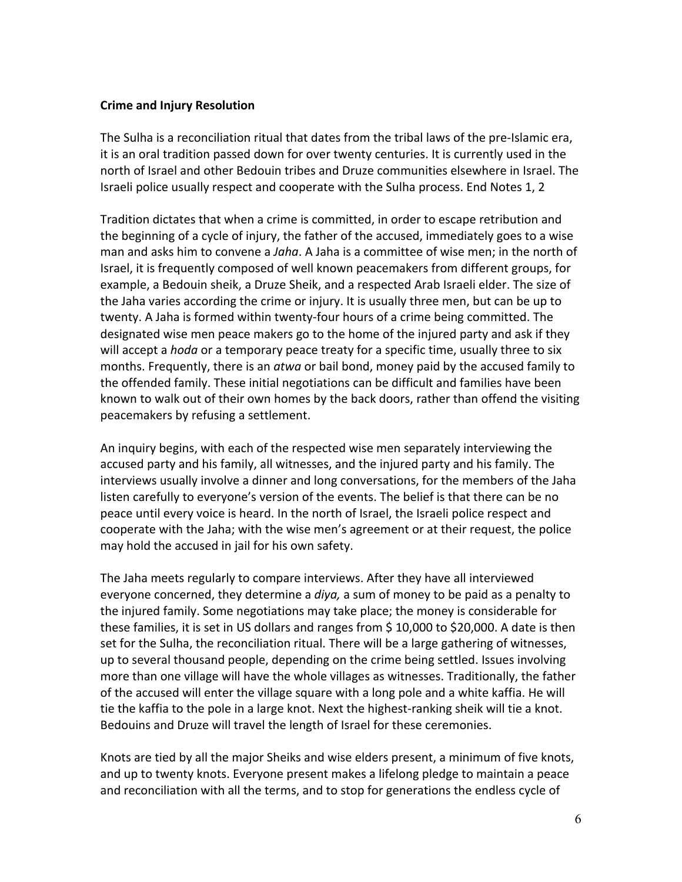**Crime and Injury Resolution**

The Sulha is a reconciliation ritual that dates from the tribal laws of the pre-Islamic era, it is an oral tradition passed down for over twenty centuries. It is currently used in the north of Israel and other Bedouin tribes and Druze communities elsewhere in Israel. The Israeli police usually respect and cooperate with the Sulha process. End Notes 1, 2

Tradition dictates that when a crime is committed, in order to escape retribution and the beginning of a cycle of injury, the father of the accused, immediately goes to a wise man and asks him to convene a *Jaha*. A Jaha is a committee of wise men; in the north of Israel, it is frequently composed of well known peacemakers from different groups, for example, a Bedouin sheik, a Druze Sheik, and a respected Arab Israeli elder. The size of the Jaha varies according the crime or injury. It is usually three men, but can be up to twenty. A Jaha is formed within twenty-four hours of a crime being committed. The designated wise men peace makers go to the home of the injured party and ask if they will accept a *hoda* or a temporary peace treaty for a specific time, usually three to six months. Frequently, there is an *atwa* or bail bond, money paid by the accused family to the offended family. These initial negotiations can be difficult and families have been known to walk out of their own homes by the back doors, rather than offend the visiting peacemakers by refusing a settlement.

An inquiry begins, with each of the respected wise men separately interviewing the accused party and his family, all witnesses, and the injured party and his family. The interviews usually involve a dinner and long conversations, for the members of the Jaha listen carefully to everyone's version of the events. The belief is that there can be no peace until every voice is heard. In the north of Israel, the Israeli police respect and cooperate with the Jaha; with the wise men's agreement or at their request, the police may hold the accused in jail for his own safety.

The Jaha meets regularly to compare interviews. After they have all interviewed everyone concerned, they determine a *diya,* a sum of money to be paid as a penalty to the injured family. Some negotiations may take place; the money is considerable for these families, it is set in US dollars and ranges from $ 10,000 to $20,000. A date is then set for the Sulha, the reconciliation ritual. There will be a large gathering of witnesses, up to several thousand people, depending on the crime being settled. Issues involving more than one village will have the whole villages as witnesses. Traditionally, the father of the accused will enter the village square with a long pole and a white kaffia. He will tie the kaffia to the pole in a large knot. Next the highest-ranking sheik will tie a knot. Bedouins and Druze will travel the length of Israel for these ceremonies.

Knots are tied by all the major Sheiks and wise elders present, a minimum of five knots, and up to twenty knots. Everyone present makes a lifelong pledge to maintain a peace and reconciliation with all the terms, and to stop for generations the endless cycle of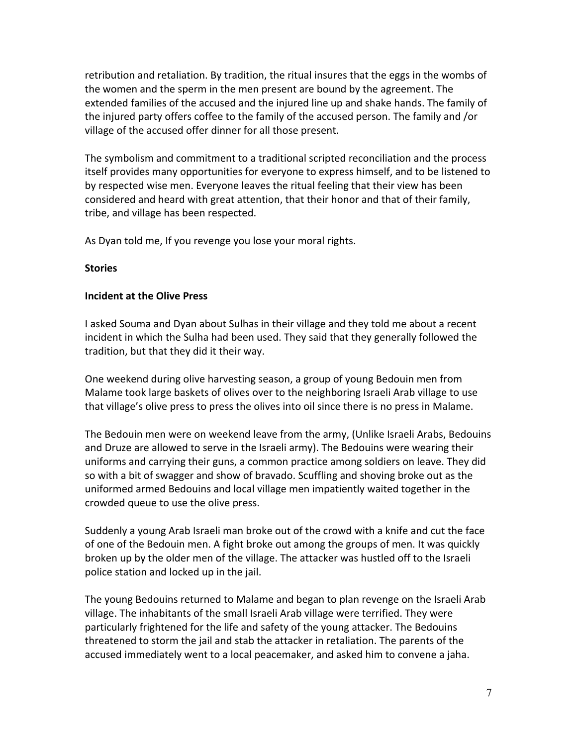retribution and retaliation. By tradition, the ritual insures that the eggs in the wombs of the women and the sperm in the men present are bound by the agreement. The extended families of the accused and the injured line up and shake hands. The family of the injured party offers coffee to the family of the accused person. The family and /or village of the accused offer dinner for all those present.

The symbolism and commitment to a traditional scripted reconciliation and the process itself provides many opportunities for everyone to express himself, and to be listened to by respected wise men. Everyone leaves the ritual feeling that their view has been considered and heard with great attention, that their honor and that of their family, tribe, and village has been respected.

As Dyan told me, If you revenge you lose your moral rights.

**Stories**

**Incident at the Olive Press**

I asked Souma and Dyan about Sulhas in their village and they told me about a recent incident in which the Sulha had been used. They said that they generally followed the tradition, but that they did it their way.

One weekend during olive harvesting season, a group of young Bedouin men from Malame took large baskets of olives over to the neighboring Israeli Arab village to use that village's olive press to press the olives into oil since there is no press in Malame.

The Bedouin men were on weekend leave from the army, (Unlike Israeli Arabs, Bedouins and Druze are allowed to serve in the Israeli army). The Bedouins were wearing their uniforms and carrying their guns, a common practice among soldiers on leave. They did so with a bit of swagger and show of bravado. Scuffling and shoving broke out as the uniformed armed Bedouins and local village men impatiently waited together in the crowded queue to use the olive press.

Suddenly a young Arab Israeli man broke out of the crowd with a knife and cut the face of one of the Bedouin men. A fight broke out among the groups of men. It was quickly broken up by the older men of the village. The attacker was hustled off to the Israeli police station and locked up in the jail.

The young Bedouins returned to Malame and began to plan revenge on the Israeli Arab village. The inhabitants of the small Israeli Arab village were terrified. They were particularly frightened for the life and safety of the young attacker. The Bedouins threatened to storm the jail and stab the attacker in retaliation. The parents of the accused immediately went to a local peacemaker, and asked him to convene a jaha.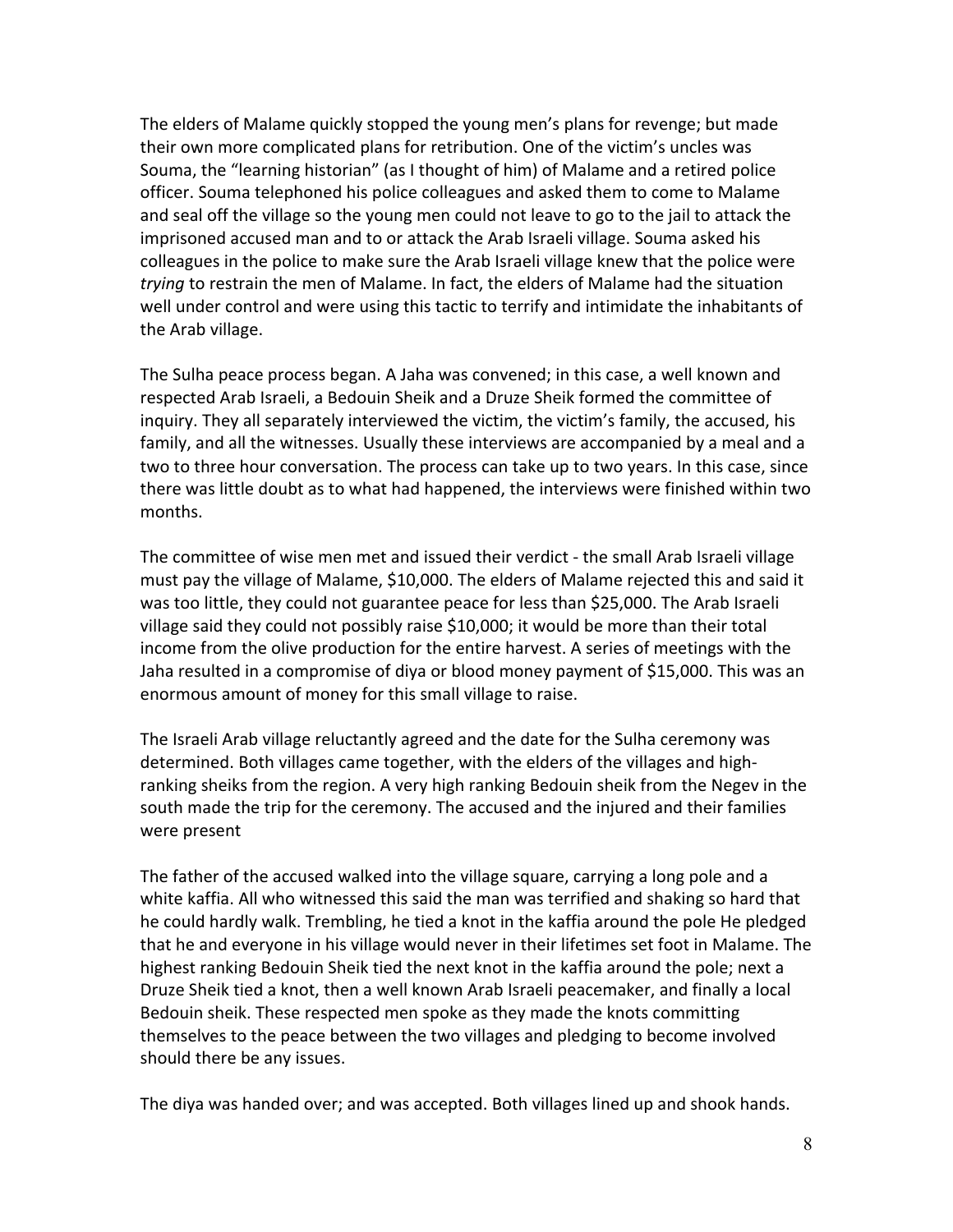The elders of Malame quickly stopped the young men's plans for revenge; but made their own more complicated plans for retribution. One of the victim's uncles was Souma, the "learning historian" (as I thought of him) of Malame and a retired police officer. Souma telephoned his police colleagues and asked them to come to Malame and seal off the village so the young men could not leave to go to the jail to attack the imprisoned accused man and to or attack the Arab Israeli village. Souma asked his colleagues in the police to make sure the Arab Israeli village knew that the police were *trying* to restrain the men of Malame. In fact, the elders of Malame had the situation well under control and were using this tactic to terrify and intimidate the inhabitants of the Arab village.

The Sulha peace process began. A Jaha was convened; in this case, a well known and respected Arab Israeli, a Bedouin Sheik and a Druze Sheik formed the committee of inquiry. They all separately interviewed the victim, the victim's family, the accused, his family, and all the witnesses. Usually these interviews are accompanied by a meal and a two to three hour conversation. The process can take up to two years. In this case, since there was little doubt as to what had happened, the interviews were finished within two months.

The committee of wise men met and issued their verdict - the small Arab Israeli village must pay the village of Malame, $10,000. The elders of Malame rejected this and said it was too little, they could not guarantee peace for less than $25,000. The Arab Israeli village said they could not possibly raise $10,000; it would be more than their total income from the olive production for the entire harvest. A series of meetings with the Jaha resulted in a compromise of diya or blood money payment of $15,000. This was an enormous amount of money for this small village to raise.

The Israeli Arab village reluctantly agreed and the date for the Sulha ceremony was determined. Both villages came together, with the elders of the villages and high-ranking sheiks from the region. A very high ranking Bedouin sheik from the Negev in the south made the trip for the ceremony. The accused and the injured and their families were present

The father of the accused walked into the village square, carrying a long pole and a white kaffia. All who witnessed this said the man was terrified and shaking so hard that he could hardly walk. Trembling, he tied a knot in the kaffia around the pole He pledged that he and everyone in his village would never in their lifetimes set foot in Malame. The highest ranking Bedouin Sheik tied the next knot in the kaffia around the pole; next a Druze Sheik tied a knot, then a well known Arab Israeli peacemaker, and finally a local Bedouin sheik. These respected men spoke as they made the knots committing themselves to the peace between the two villages and pledging to become involved should there be any issues.

The diya was handed over; and was accepted. Both villages lined up and shook hands.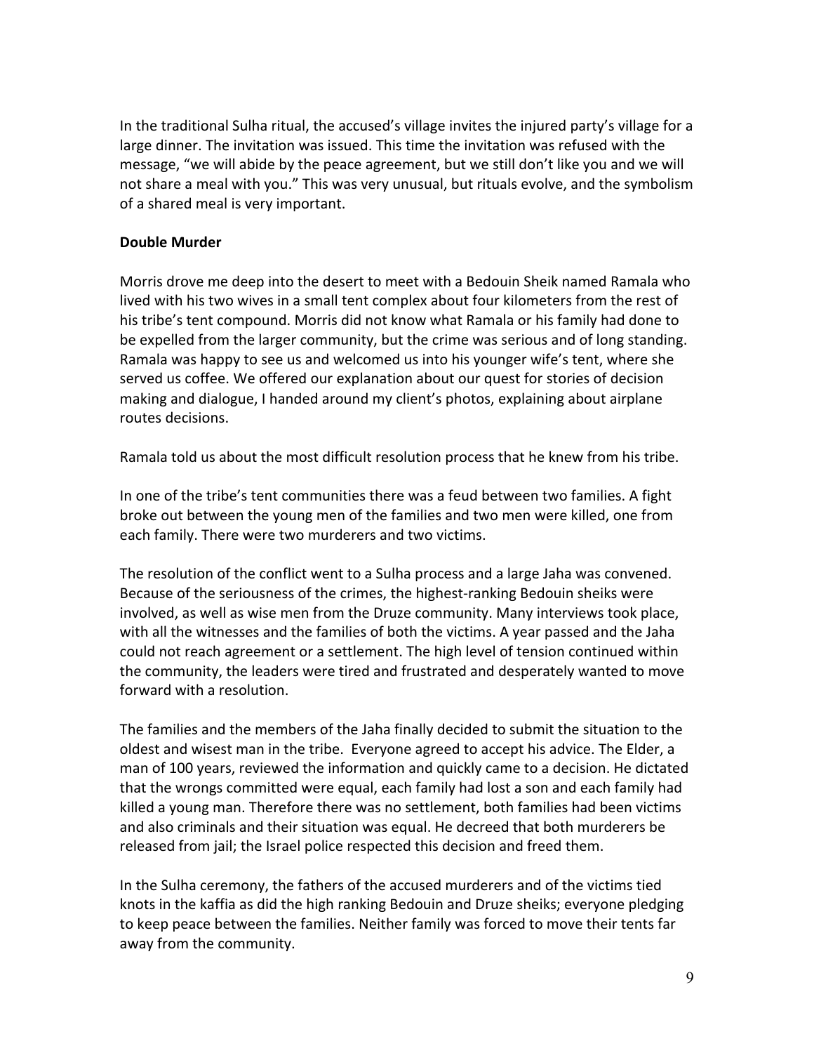In the traditional Sulha ritual, the accused's village invites the injured party's village for a large dinner. The invitation was issued. This time the invitation was refused with the message, "we will abide by the peace agreement, but we still don't like you and we will not share a meal with you." This was very unusual, but rituals evolve, and the symbolism of a shared meal is very important.

**Double Murder**

Morris drove me deep into the desert to meet with a Bedouin Sheik named Ramala who lived with his two wives in a small tent complex about four kilometers from the rest of his tribe's tent compound. Morris did not know what Ramala or his family had done to be expelled from the larger community, but the crime was serious and of long standing. Ramala was happy to see us and welcomed us into his younger wife's tent, where she served us coffee. We offered our explanation about our quest for stories of decision making and dialogue, I handed around my client's photos, explaining about airplane routes decisions.

Ramala told us about the most difficult resolution process that he knew from his tribe.

In one of the tribe's tent communities there was a feud between two families. A fight broke out between the young men of the families and two men were killed, one from each family. There were two murderers and two victims.

The resolution of the conflict went to a Sulha process and a large Jaha was convened. Because of the seriousness of the crimes, the highest-ranking Bedouin sheiks were involved, as well as wise men from the Druze community. Many interviews took place, with all the witnesses and the families of both the victims. A year passed and the Jaha could not reach agreement or a settlement. The high level of tension continued within the community, the leaders were tired and frustrated and desperately wanted to move forward with a resolution.

The families and the members of the Jaha finally decided to submit the situation to the oldest and wisest man in the tribe. Everyone agreed to accept his advice. The Elder, a man of 100 years, reviewed the information and quickly came to a decision. He dictated that the wrongs committed were equal, each family had lost a son and each family had killed a young man. Therefore there was no settlement, both families had been victims and also criminals and their situation was equal. He decreed that both murderers be released from jail; the Israel police respected this decision and freed them.

In the Sulha ceremony, the fathers of the accused murderers and of the victims tied knots in the kaffia as did the high ranking Bedouin and Druze sheiks; everyone pledging to keep peace between the families. Neither family was forced to move their tents far away from the community.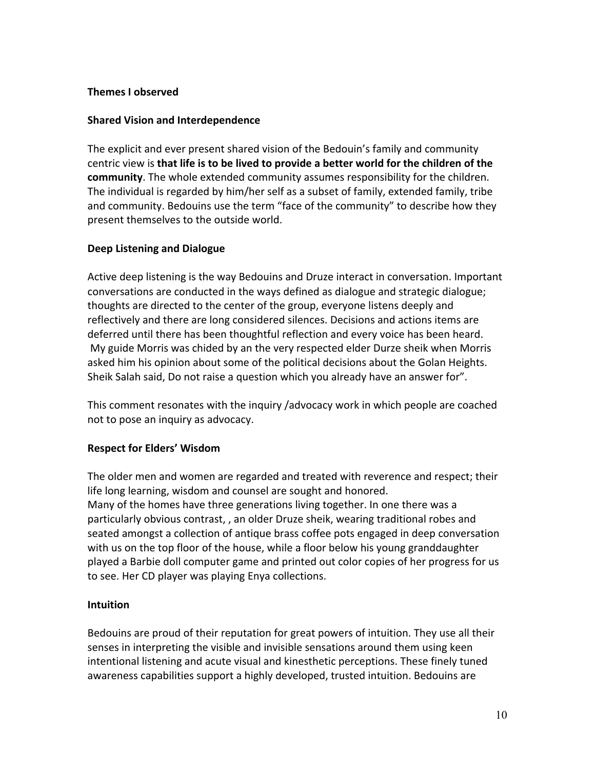**Themes I observed**

**Shared Vision and Interdependence**

The explicit and ever present shared vision of the Bedouin's family and community centric view is **that life is to be lived to provide a better world for the children of the community**. The whole extended community assumes responsibility for the children. The individual is regarded by him/her self as a subset of family, extended family, tribe and community. Bedouins use the term "face of the community" to describe how they present themselves to the outside world.

**Deep Listening and Dialogue**

Active deep listening is the way Bedouins and Druze interact in conversation. Important conversations are conducted in the ways defined as dialogue and strategic dialogue; thoughts are directed to the center of the group, everyone listens deeply and reflectively and there are long considered silences. Decisions and actions items are deferred until there has been thoughtful reflection and every voice has been heard. My guide Morris was chided by an the very respected elder Durze sheik when Morris asked him his opinion about some of the political decisions about the Golan Heights. Sheik Salah said, Do not raise a question which you already have an answer for".

This comment resonates with the inquiry /advocacy work in which people are coached not to pose an inquiry as advocacy.

**Respect for Elders' Wisdom**

The older men and women are regarded and treated with reverence and respect; their life long learning, wisdom and counsel are sought and honored.
Many of the homes have three generations living together. In one there was a particularly obvious contrast, , an older Druze sheik, wearing traditional robes and seated amongst a collection of antique brass coffee pots engaged in deep conversation with us on the top floor of the house, while a floor below his young granddaughter played a Barbie doll computer game and printed out color copies of her progress for us to see. Her CD player was playing Enya collections.

**Intuition**

Bedouins are proud of their reputation for great powers of intuition. They use all their senses in interpreting the visible and invisible sensations around them using keen intentional listening and acute visual and kinesthetic perceptions. These finely tuned awareness capabilities support a highly developed, trusted intuition. Bedouins are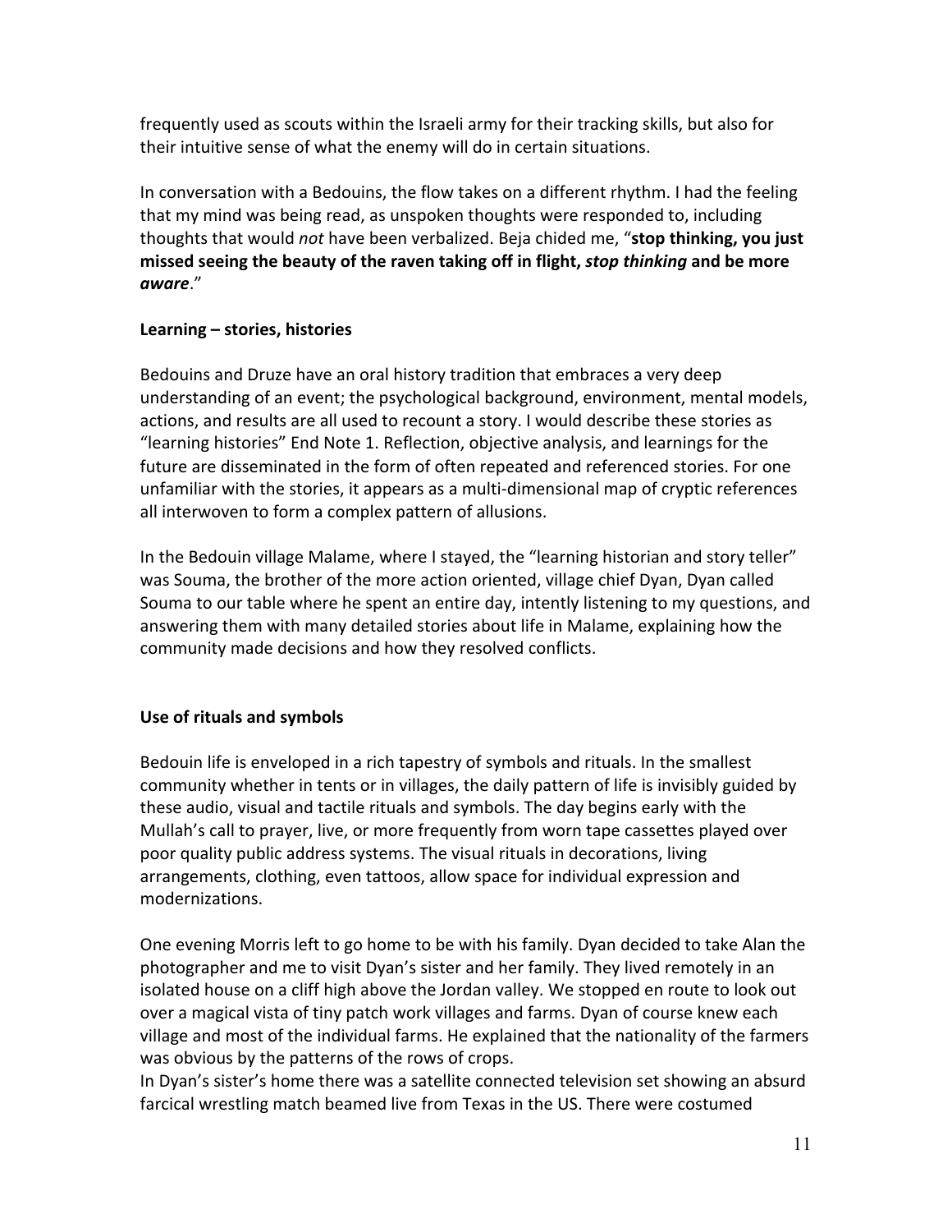frequently used as scouts within the Israeli army for their tracking skills, but also for their intuitive sense of what the enemy will do in certain situations.

In conversation with a Bedouins, the flow takes on a different rhythm. I had the feeling that my mind was being read, as unspoken thoughts were responded to, including thoughts that would *not* have been verbalized. Beja chided me, "**stop thinking, you just missed seeing the beauty of the raven taking off in flight, *stop thinking* and be more *aware***."

**Learning – stories, histories**

Bedouins and Druze have an oral history tradition that embraces a very deep understanding of an event; the psychological background, environment, mental models, actions, and results are all used to recount a story. I would describe these stories as "learning histories" End Note 1. Reflection, objective analysis, and learnings for the future are disseminated in the form of often repeated and referenced stories. For one unfamiliar with the stories, it appears as a multi-dimensional map of cryptic references all interwoven to form a complex pattern of allusions.

In the Bedouin village Malame, where I stayed, the "learning historian and story teller" was Souma, the brother of the more action oriented, village chief Dyan, Dyan called Souma to our table where he spent an entire day, intently listening to my questions, and answering them with many detailed stories about life in Malame, explaining how the community made decisions and how they resolved conflicts.

**Use of rituals and symbols**

Bedouin life is enveloped in a rich tapestry of symbols and rituals. In the smallest community whether in tents or in villages, the daily pattern of life is invisibly guided by these audio, visual and tactile rituals and symbols. The day begins early with the Mullah's call to prayer, live, or more frequently from worn tape cassettes played over poor quality public address systems. The visual rituals in decorations, living arrangements, clothing, even tattoos, allow space for individual expression and modernizations.

One evening Morris left to go home to be with his family. Dyan decided to take Alan the photographer and me to visit Dyan's sister and her family. They lived remotely in an isolated house on a cliff high above the Jordan valley. We stopped en route to look out over a magical vista of tiny patch work villages and farms. Dyan of course knew each village and most of the individual farms. He explained that the nationality of the farmers was obvious by the patterns of the rows of crops.
In Dyan's sister's home there was a satellite connected television set showing an absurd farcical wrestling match beamed live from Texas in the US. There were costumed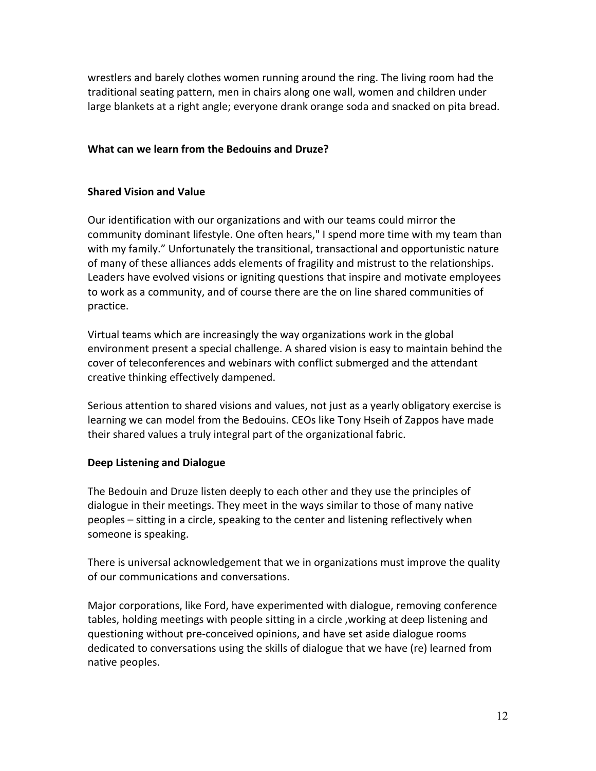wrestlers and barely clothes women running around the ring. The living room had the traditional seating pattern, men in chairs along one wall, women and children under large blankets at a right angle; everyone drank orange soda and snacked on pita bread.

### What can we learn from the Bedouins and Druze?

#### Shared Vision and Value

Our identification with our organizations and with our teams could mirror the community dominant lifestyle. One often hears," I spend more time with my team than with my family." Unfortunately the transitional, transactional and opportunistic nature of many of these alliances adds elements of fragility and mistrust to the relationships. Leaders have evolved visions or igniting questions that inspire and motivate employees to work as a community, and of course there are the on line shared communities of practice.

Virtual teams which are increasingly the way organizations work in the global environment present a special challenge. A shared vision is easy to maintain behind the cover of teleconferences and webinars with conflict submerged and the attendant creative thinking effectively dampened.

Serious attention to shared visions and values, not just as a yearly obligatory exercise is learning we can model from the Bedouins. CEOs like Tony Hseih of Zappos have made their shared values a truly integral part of the organizational fabric.

#### Deep Listening and Dialogue

The Bedouin and Druze listen deeply to each other and they use the principles of dialogue in their meetings. They meet in the ways similar to those of many native peoples – sitting in a circle, speaking to the center and listening reflectively when someone is speaking.

There is universal acknowledgement that we in organizations must improve the quality of our communications and conversations.

Major corporations, like Ford, have experimented with dialogue, removing conference tables, holding meetings with people sitting in a circle ,working at deep listening and questioning without pre-conceived opinions, and have set aside dialogue rooms dedicated to conversations using the skills of dialogue that we have (re) learned from native peoples.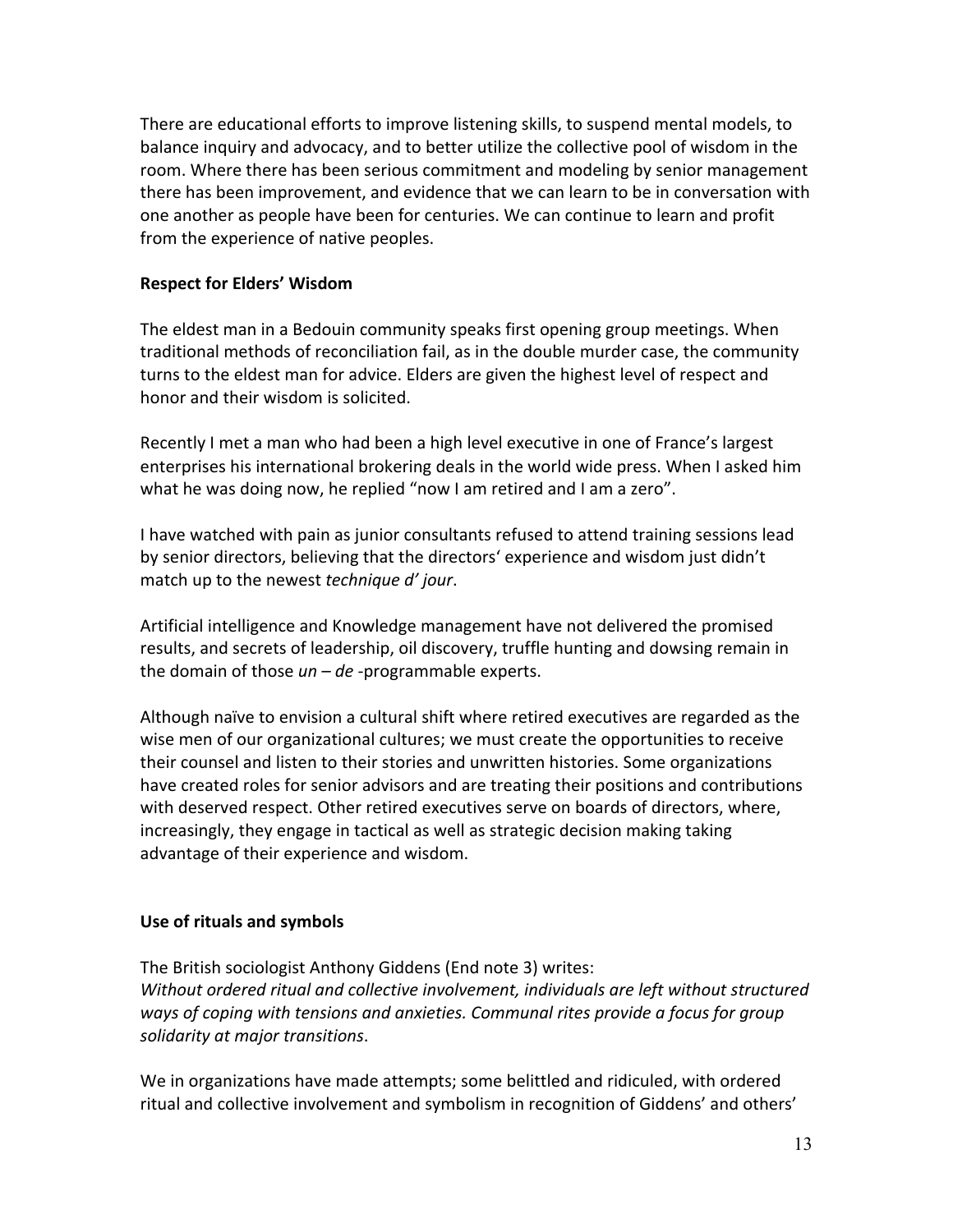There are educational efforts to improve listening skills, to suspend mental models, to balance inquiry and advocacy, and to better utilize the collective pool of wisdom in the room. Where there has been serious commitment and modeling by senior management there has been improvement, and evidence that we can learn to be in conversation with one another as people have been for centuries. We can continue to learn and profit from the experience of native peoples.

**Respect for Elders' Wisdom**

The eldest man in a Bedouin community speaks first opening group meetings. When traditional methods of reconciliation fail, as in the double murder case, the community turns to the eldest man for advice. Elders are given the highest level of respect and honor and their wisdom is solicited.

Recently I met a man who had been a high level executive in one of France's largest enterprises his international brokering deals in the world wide press. When I asked him what he was doing now, he replied "now I am retired and I am a zero".

I have watched with pain as junior consultants refused to attend training sessions lead by senior directors, believing that the directors' experience and wisdom just didn't match up to the newest *technique d' jour*.

Artificial intelligence and Knowledge management have not delivered the promised results, and secrets of leadership, oil discovery, truffle hunting and dowsing remain in the domain of those *un* – *de* -programmable experts.

Although naïve to envision a cultural shift where retired executives are regarded as the wise men of our organizational cultures; we must create the opportunities to receive their counsel and listen to their stories and unwritten histories. Some organizations have created roles for senior advisors and are treating their positions and contributions with deserved respect. Other retired executives serve on boards of directors, where, increasingly, they engage in tactical as well as strategic decision making taking advantage of their experience and wisdom.

**Use of rituals and symbols**

The British sociologist Anthony Giddens (End note 3) writes:
*Without ordered ritual and collective involvement, individuals are left without structured ways of coping with tensions and anxieties. Communal rites provide a focus for group solidarity at major transitions*.

We in organizations have made attempts; some belittled and ridiculed, with ordered ritual and collective involvement and symbolism in recognition of Giddens' and others'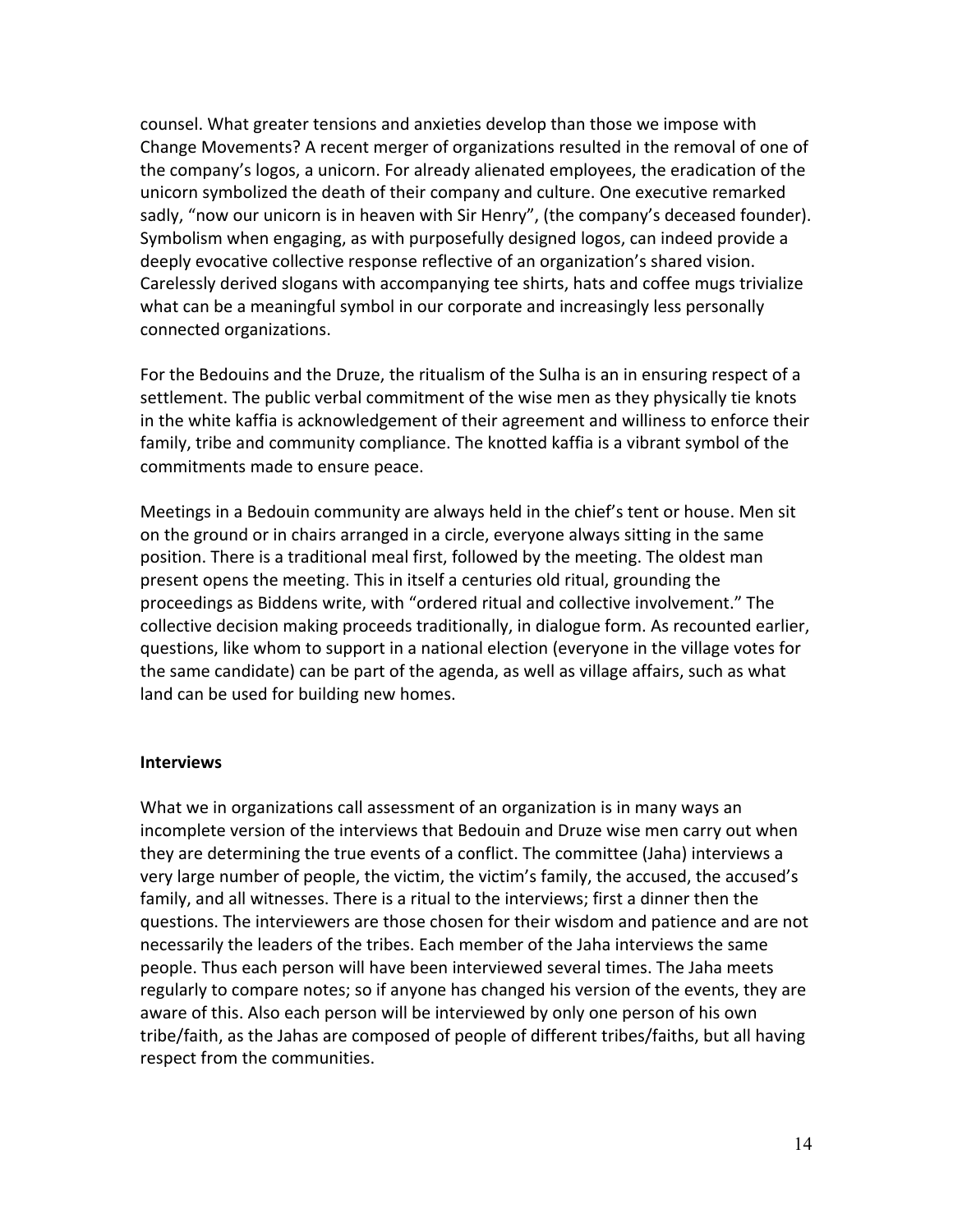counsel. What greater tensions and anxieties develop than those we impose with Change Movements? A recent merger of organizations resulted in the removal of one of the company's logos, a unicorn. For already alienated employees, the eradication of the unicorn symbolized the death of their company and culture. One executive remarked sadly, "now our unicorn is in heaven with Sir Henry", (the company's deceased founder). Symbolism when engaging, as with purposefully designed logos, can indeed provide a deeply evocative collective response reflective of an organization's shared vision. Carelessly derived slogans with accompanying tee shirts, hats and coffee mugs trivialize what can be a meaningful symbol in our corporate and increasingly less personally connected organizations.

For the Bedouins and the Druze, the ritualism of the Sulha is an in ensuring respect of a settlement. The public verbal commitment of the wise men as they physically tie knots in the white kaffia is acknowledgement of their agreement and williness to enforce their family, tribe and community compliance. The knotted kaffia is a vibrant symbol of the commitments made to ensure peace.

Meetings in a Bedouin community are always held in the chief's tent or house. Men sit on the ground or in chairs arranged in a circle, everyone always sitting in the same position. There is a traditional meal first, followed by the meeting. The oldest man present opens the meeting. This in itself a centuries old ritual, grounding the proceedings as Biddens write, with "ordered ritual and collective involvement." The collective decision making proceeds traditionally, in dialogue form. As recounted earlier, questions, like whom to support in a national election (everyone in the village votes for the same candidate) can be part of the agenda, as well as village affairs, such as what land can be used for building new homes.

### Interviews

What we in organizations call assessment of an organization is in many ways an incomplete version of the interviews that Bedouin and Druze wise men carry out when they are determining the true events of a conflict. The committee (Jaha) interviews a very large number of people, the victim, the victim's family, the accused, the accused's family, and all witnesses. There is a ritual to the interviews; first a dinner then the questions. The interviewers are those chosen for their wisdom and patience and are not necessarily the leaders of the tribes. Each member of the Jaha interviews the same people. Thus each person will have been interviewed several times. The Jaha meets regularly to compare notes; so if anyone has changed his version of the events, they are aware of this. Also each person will be interviewed by only one person of his own tribe/faith, as the Jahas are composed of people of different tribes/faiths, but all having respect from the communities.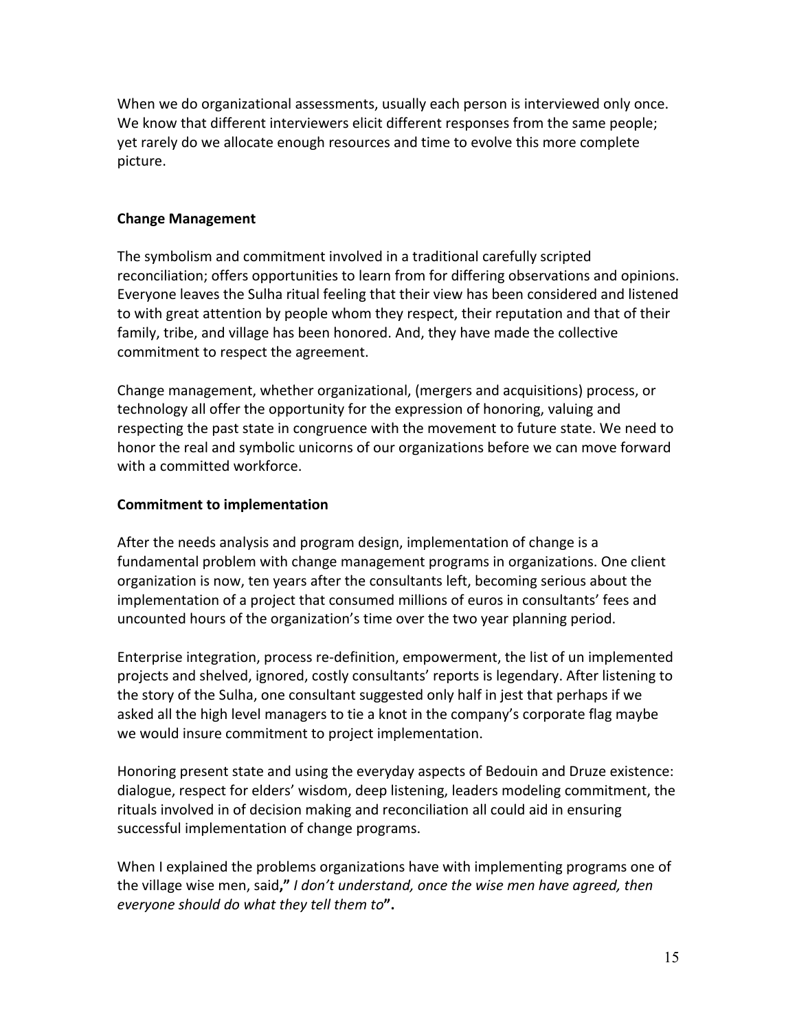When we do organizational assessments, usually each person is interviewed only once. We know that different interviewers elicit different responses from the same people; yet rarely do we allocate enough resources and time to evolve this more complete picture.

**Change Management**

The symbolism and commitment involved in a traditional carefully scripted reconciliation; offers opportunities to learn from for differing observations and opinions. Everyone leaves the Sulha ritual feeling that their view has been considered and listened to with great attention by people whom they respect, their reputation and that of their family, tribe, and village has been honored. And, they have made the collective commitment to respect the agreement.

Change management, whether organizational, (mergers and acquisitions) process, or technology all offer the opportunity for the expression of honoring, valuing and respecting the past state in congruence with the movement to future state. We need to honor the real and symbolic unicorns of our organizations before we can move forward with a committed workforce.

**Commitment to implementation**

After the needs analysis and program design, implementation of change is a fundamental problem with change management programs in organizations. One client organization is now, ten years after the consultants left, becoming serious about the implementation of a project that consumed millions of euros in consultants' fees and uncounted hours of the organization's time over the two year planning period.

Enterprise integration, process re-definition, empowerment, the list of un implemented projects and shelved, ignored, costly consultants' reports is legendary. After listening to the story of the Sulha, one consultant suggested only half in jest that perhaps if we asked all the high level managers to tie a knot in the company's corporate flag maybe we would insure commitment to project implementation.

Honoring present state and using the everyday aspects of Bedouin and Druze existence: dialogue, respect for elders' wisdom, deep listening, leaders modeling commitment, the rituals involved in of decision making and reconciliation all could aid in ensuring successful implementation of change programs.

When I explained the problems organizations have with implementing programs one of the village wise men, said**,"** *I don't understand, once the wise men have agreed, then everyone should do what they tell them to***".**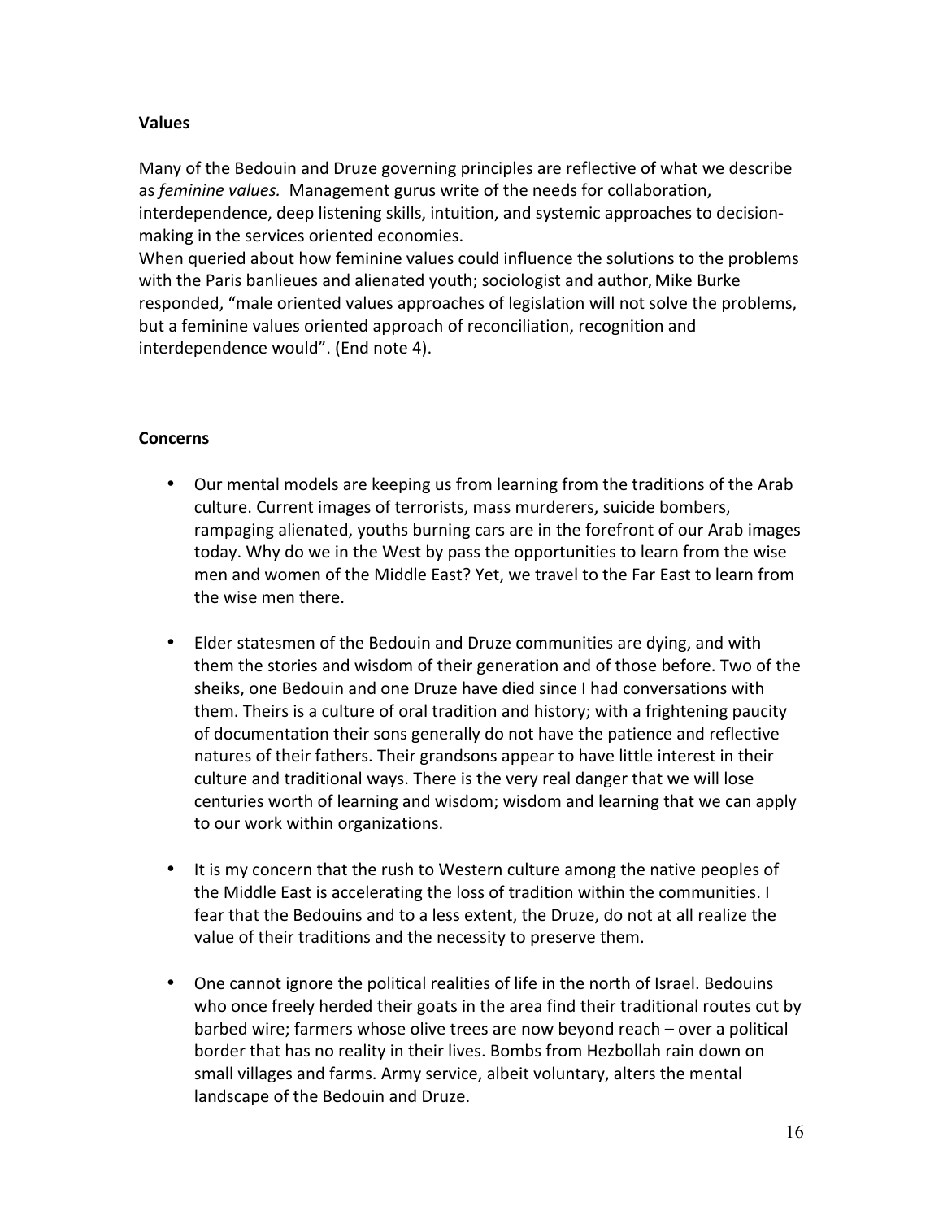**Values**

Many of the Bedouin and Druze governing principles are reflective of what we describe as *feminine values.* Management gurus write of the needs for collaboration, interdependence, deep listening skills, intuition, and systemic approaches to decision-making in the services oriented economies.
When queried about how feminine values could influence the solutions to the problems with the Paris banlieues and alienated youth; sociologist and author, Mike Burke responded, "male oriented values approaches of legislation will not solve the problems, but a feminine values oriented approach of reconciliation, recognition and interdependence would". (End note 4).

**Concerns**

- Our mental models are keeping us from learning from the traditions of the Arab culture. Current images of terrorists, mass murderers, suicide bombers, rampaging alienated, youths burning cars are in the forefront of our Arab images today. Why do we in the West by pass the opportunities to learn from the wise men and women of the Middle East? Yet, we travel to the Far East to learn from the wise men there.

- Elder statesmen of the Bedouin and Druze communities are dying, and with them the stories and wisdom of their generation and of those before. Two of the sheiks, one Bedouin and one Druze have died since I had conversations with them. Theirs is a culture of oral tradition and history; with a frightening paucity of documentation their sons generally do not have the patience and reflective natures of their fathers. Their grandsons appear to have little interest in their culture and traditional ways. There is the very real danger that we will lose centuries worth of learning and wisdom; wisdom and learning that we can apply to our work within organizations.

- It is my concern that the rush to Western culture among the native peoples of the Middle East is accelerating the loss of tradition within the communities. I fear that the Bedouins and to a less extent, the Druze, do not at all realize the value of their traditions and the necessity to preserve them.

- One cannot ignore the political realities of life in the north of Israel. Bedouins who once freely herded their goats in the area find their traditional routes cut by barbed wire; farmers whose olive trees are now beyond reach – over a political border that has no reality in their lives. Bombs from Hezbollah rain down on small villages and farms. Army service, albeit voluntary, alters the mental landscape of the Bedouin and Druze.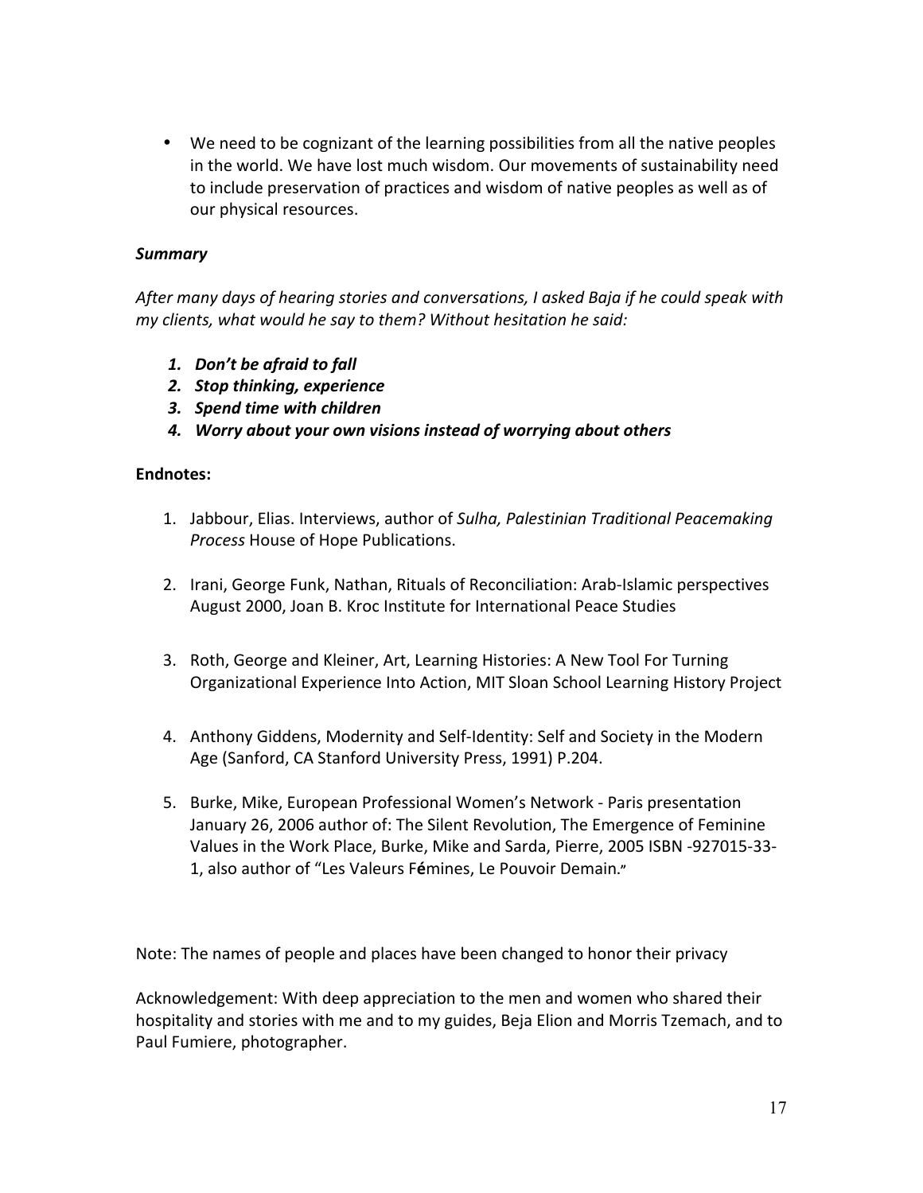- We need to be cognizant of the learning possibilities from all the native peoples in the world. We have lost much wisdom. Our movements of sustainability need to include preservation of practices and wisdom of native peoples as well as of our physical resources.

***Summary***

*After many days of hearing stories and conversations, I asked Baja if he could speak with my clients, what would he say to them? Without hesitation he said:*

1. ***Don't be afraid to fall***
2. ***Stop thinking, experience***
3. ***Spend time with children***
4. ***Worry about your own visions instead of worrying about others***

**Endnotes:**

1. Jabbour, Elias. Interviews, author of *Sulha, Palestinian Traditional Peacemaking Process* House of Hope Publications.

2. Irani, George Funk, Nathan, Rituals of Reconciliation: Arab-Islamic perspectives August 2000, Joan B. Kroc Institute for International Peace Studies

3. Roth, George and Kleiner, Art, Learning Histories: A New Tool For Turning Organizational Experience Into Action, MIT Sloan School Learning History Project

4. Anthony Giddens, Modernity and Self-Identity: Self and Society in the Modern Age (Sanford, CA Stanford University Press, 1991) P.204.

5. Burke, Mike, European Professional Women's Network - Paris presentation January 26, 2006 author of: The Silent Revolution, The Emergence of Feminine Values in the Work Place, Burke, Mike and Sarda, Pierre, 2005 ISBN -927015-33-1, also author of "Les Valeurs Fémines, Le Pouvoir Demain."

Note: The names of people and places have been changed to honor their privacy

Acknowledgement: With deep appreciation to the men and women who shared their hospitality and stories with me and to my guides, Beja Elion and Morris Tzemach, and to Paul Fumiere, photographer.